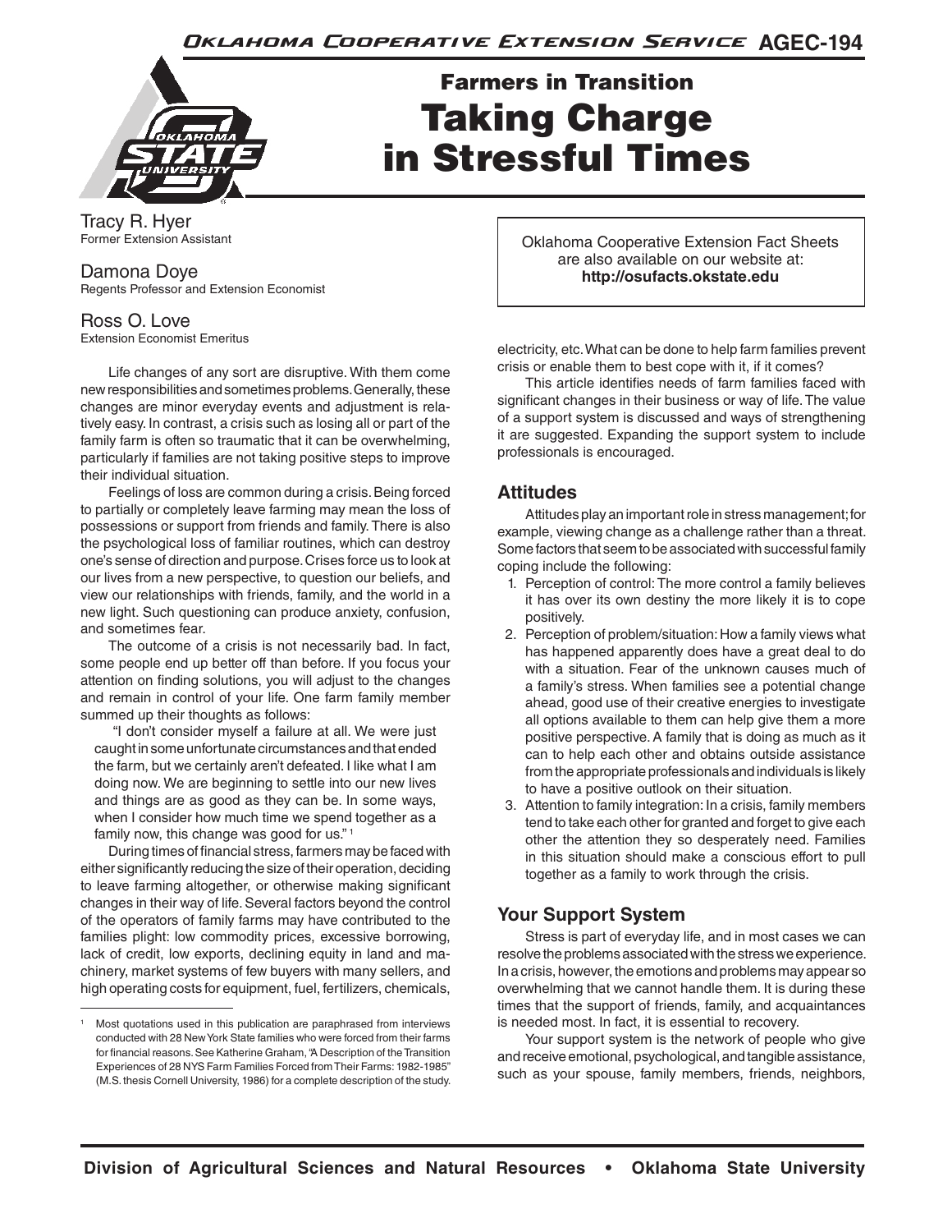Oklahoma Cooperative Extension Service AGEC-194

## Farmers in Transition

# Taking Charge in Stressful Times

Tracy R. Hyer
Former Extension Assistant

Damona Doye
Regents Professor and Extension Economist

Ross O. Love
Extension Economist Emeritus

Oklahoma Cooperative Extension Fact Sheets are also available on our website at: **http://osufacts.okstate.edu**

Life changes of any sort are disruptive. With them come new responsibilities and sometimes problems. Generally, these changes are minor everyday events and adjustment is relatively easy. In contrast, a crisis such as losing all or part of the family farm is often so traumatic that it can be overwhelming, particularly if families are not taking positive steps to improve their individual situation.

Feelings of loss are common during a crisis. Being forced to partially or completely leave farming may mean the loss of possessions or support from friends and family. There is also the psychological loss of familiar routines, which can destroy one's sense of direction and purpose. Crises force us to look at our lives from a new perspective, to question our beliefs, and view our relationships with friends, family, and the world in a new light. Such questioning can produce anxiety, confusion, and sometimes fear.

The outcome of a crisis is not necessarily bad. In fact, some people end up better off than before. If you focus your attention on finding solutions, you will adjust to the changes and remain in control of your life. One farm family member summed up their thoughts as follows:

> "I don't consider myself a failure at all. We were just caught in some unfortunate circumstances and that ended the farm, but we certainly aren't defeated. I like what I am doing now. We are beginning to settle into our new lives and things are as good as they can be. In some ways, when I consider how much time we spend together as a family now, this change was good for us." [1]

During times of financial stress, farmers may be faced with either significantly reducing the size of their operation, deciding to leave farming altogether, or otherwise making significant changes in their way of life. Several factors beyond the control of the operators of family farms may have contributed to the families plight: low commodity prices, excessive borrowing, lack of credit, low exports, declining equity in land and machinery, market systems of few buyers with many sellers, and high operating costs for equipment, fuel, fertilizers, chemicals, electricity, etc. What can be done to help farm families prevent crisis or enable them to best cope with it, if it comes?

This article identifies needs of farm families faced with significant changes in their business or way of life. The value of a support system is discussed and ways of strengthening it are suggested. Expanding the support system to include professionals is encouraged.

## Attitudes

Attitudes play an important role in stress management; for example, viewing change as a challenge rather than a threat. Some factors that seem to be associated with successful family coping include the following:

1. Perception of control: The more control a family believes it has over its own destiny the more likely it is to cope positively.
2. Perception of problem/situation: How a family views what has happened apparently does have a great deal to do with a situation. Fear of the unknown causes much of a family's stress. When families see a potential change ahead, good use of their creative energies to investigate all options available to them can help give them a more positive perspective. A family that is doing as much as it can to help each other and obtains outside assistance from the appropriate professionals and individuals is likely to have a positive outlook on their situation.
3. Attention to family integration: In a crisis, family members tend to take each other for granted and forget to give each other the attention they so desperately need. Families in this situation should make a conscious effort to pull together as a family to work through the crisis.

## Your Support System

Stress is part of everyday life, and in most cases we can resolve the problems associated with the stress we experience. In a crisis, however, the emotions and problems may appear so overwhelming that we cannot handle them. It is during these times that the support of friends, family, and acquaintances is needed most. In fact, it is essential to recovery.

Your support system is the network of people who give and receive emotional, psychological, and tangible assistance, such as your spouse, family members, friends, neighbors,

---

[1] Most quotations used in this publication are paraphrased from interviews conducted with 28 New York State families who were forced from their farms for financial reasons. See Katherine Graham, "A Description of the Transition Experiences of 28 NYS Farm Families Forced from Their Farms: 1982-1985" (M.S. thesis Cornell University, 1986) for a complete description of the study.

Division of Agricultural Sciences and Natural Resources • Oklahoma State University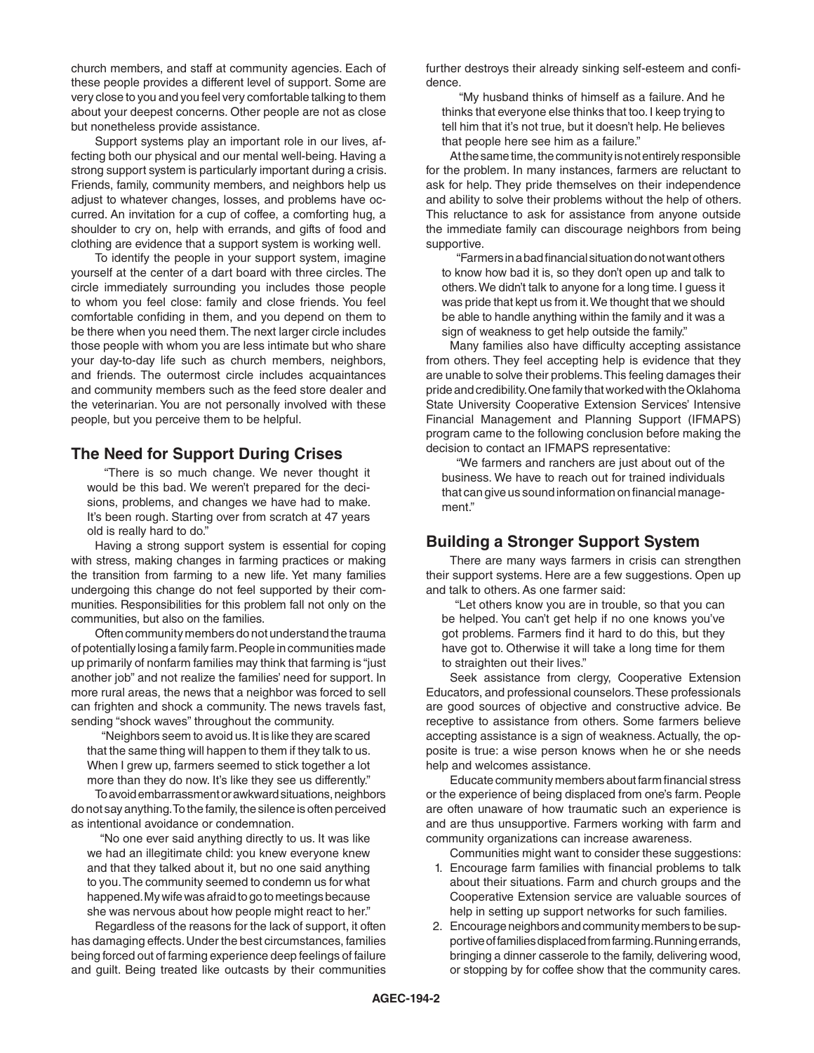church members, and staff at community agencies. Each of these people provides a different level of support. Some are very close to you and you feel very comfortable talking to them about your deepest concerns. Other people are not as close but nonetheless provide assistance.

Support systems play an important role in our lives, affecting both our physical and our mental well-being. Having a strong support system is particularly important during a crisis. Friends, family, community members, and neighbors help us adjust to whatever changes, losses, and problems have occurred. An invitation for a cup of coffee, a comforting hug, a shoulder to cry on, help with errands, and gifts of food and clothing are evidence that a support system is working well.

To identify the people in your support system, imagine yourself at the center of a dart board with three circles. The circle immediately surrounding you includes those people to whom you feel close: family and close friends. You feel comfortable confiding in them, and you depend on them to be there when you need them. The next larger circle includes those people with whom you are less intimate but who share your day-to-day life such as church members, neighbors, and friends. The outermost circle includes acquaintances and community members such as the feed store dealer and the veterinarian. You are not personally involved with these people, but you perceive them to be helpful.

## The Need for Support During Crises

> "There is so much change. We never thought it would be this bad. We weren't prepared for the decisions, problems, and changes we have had to make. It's been rough. Starting over from scratch at 47 years old is really hard to do."

Having a strong support system is essential for coping with stress, making changes in farming practices or making the transition from farming to a new life. Yet many families undergoing this change do not feel supported by their communities. Responsibilities for this problem fall not only on the communities, but also on the families.

Often community members do not understand the trauma of potentially losing a family farm. People in communities made up primarily of nonfarm families may think that farming is "just another job" and not realize the families' need for support. In more rural areas, the news that a neighbor was forced to sell can frighten and shock a community. The news travels fast, sending "shock waves" throughout the community.

> "Neighbors seem to avoid us. It is like they are scared that the same thing will happen to them if they talk to us. When I grew up, farmers seemed to stick together a lot more than they do now. It's like they see us differently."

To avoid embarrassment or awkward situations, neighbors do not say anything. To the family, the silence is often perceived as intentional avoidance or condemnation.

> "No one ever said anything directly to us. It was like we had an illegitimate child: you knew everyone knew and that they talked about it, but no one said anything to you. The community seemed to condemn us for what happened. My wife was afraid to go to meetings because she was nervous about how people might react to her."

Regardless of the reasons for the lack of support, it often has damaging effects. Under the best circumstances, families being forced out of farming experience deep feelings of failure and guilt. Being treated like outcasts by their communities further destroys their already sinking self-esteem and confidence.

> "My husband thinks of himself as a failure. And he thinks that everyone else thinks that too. I keep trying to tell him that it's not true, but it doesn't help. He believes that people here see him as a failure."

At the same time, the community is not entirely responsible for the problem. In many instances, farmers are reluctant to ask for help. They pride themselves on their independence and ability to solve their problems without the help of others. This reluctance to ask for assistance from anyone outside the immediate family can discourage neighbors from being supportive.

> "Farmers in a bad financial situation do not want others to know how bad it is, so they don't open up and talk to others. We didn't talk to anyone for a long time. I guess it was pride that kept us from it. We thought that we should be able to handle anything within the family and it was a sign of weakness to get help outside the family."

Many families also have difficulty accepting assistance from others. They feel accepting help is evidence that they are unable to solve their problems. This feeling damages their pride and credibility. One family that worked with the Oklahoma State University Cooperative Extension Services' Intensive Financial Management and Planning Support (IFMAPS) program came to the following conclusion before making the decision to contact an IFMAPS representative:

> "We farmers and ranchers are just about out of the business. We have to reach out for trained individuals that can give us sound information on financial management."

## Building a Stronger Support System

There are many ways farmers in crisis can strengthen their support systems. Here are a few suggestions. Open up and talk to others. As one farmer said:

> "Let others know you are in trouble, so that you can be helped. You can't get help if no one knows you've got problems. Farmers find it hard to do this, but they have got to. Otherwise it will take a long time for them to straighten out their lives."

Seek assistance from clergy, Cooperative Extension Educators, and professional counselors. These professionals are good sources of objective and constructive advice. Be receptive to assistance from others. Some farmers believe accepting assistance is a sign of weakness. Actually, the opposite is true: a wise person knows when he or she needs help and welcomes assistance.

Educate community members about farm financial stress or the experience of being displaced from one's farm. People are often unaware of how traumatic such an experience is and are thus unsupportive. Farmers working with farm and community organizations can increase awareness.

Communities might want to consider these suggestions:

1. Encourage farm families with financial problems to talk about their situations. Farm and church groups and the Cooperative Extension service are valuable sources of help in setting up support networks for such families.
2. Encourage neighbors and community members to be supportive of families displaced from farming. Running errands, bringing a dinner casserole to the family, delivering wood, or stopping by for coffee show that the community cares.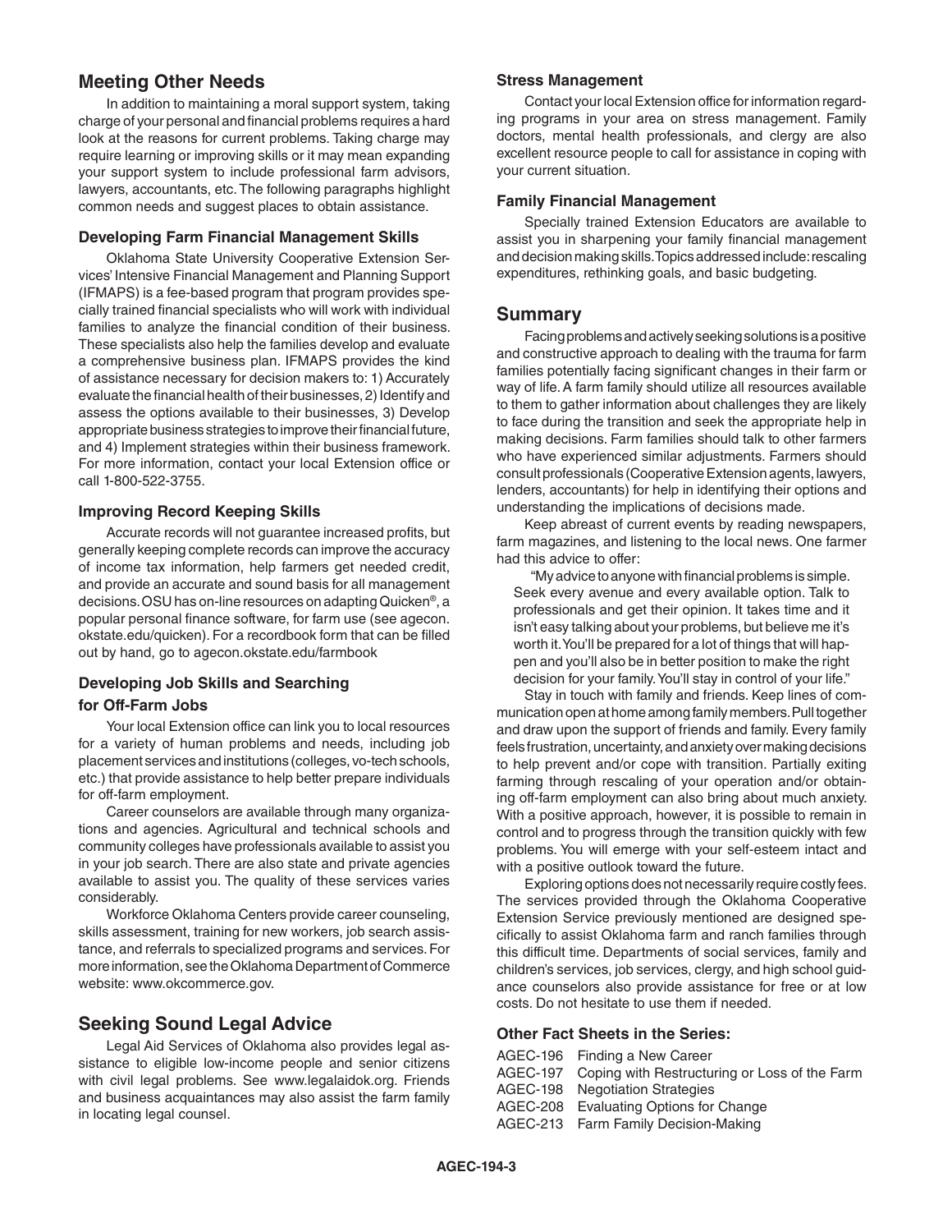## Meeting Other Needs

In addition to maintaining a moral support system, taking charge of your personal and financial problems requires a hard look at the reasons for current problems. Taking charge may require learning or improving skills or it may mean expanding your support system to include professional farm advisors, lawyers, accountants, etc. The following paragraphs highlight common needs and suggest places to obtain assistance.

### Developing Farm Financial Management Skills

Oklahoma State University Cooperative Extension Services' Intensive Financial Management and Planning Support (IFMAPS) is a fee-based program that program provides specially trained financial specialists who will work with individual families to analyze the financial condition of their business. These specialists also help the families develop and evaluate a comprehensive business plan. IFMAPS provides the kind of assistance necessary for decision makers to: 1) Accurately evaluate the financial health of their businesses, 2) Identify and assess the options available to their businesses, 3) Develop appropriate business strategies to improve their financial future, and 4) Implement strategies within their business framework. For more information, contact your local Extension office or call 1-800-522-3755.

### Improving Record Keeping Skills

Accurate records will not guarantee increased profits, but generally keeping complete records can improve the accuracy of income tax information, help farmers get needed credit, and provide an accurate and sound basis for all management decisions. OSU has on-line resources on adapting Quicken®, a popular personal finance software, for farm use (see agecon.okstate.edu/quicken). For a recordbook form that can be filled out by hand, go to agecon.okstate.edu/farmbook

### Developing Job Skills and Searching for Off-Farm Jobs

Your local Extension office can link you to local resources for a variety of human problems and needs, including job placement services and institutions (colleges, vo-tech schools, etc.) that provide assistance to help better prepare individuals for off-farm employment.

Career counselors are available through many organizations and agencies. Agricultural and technical schools and community colleges have professionals available to assist you in your job search. There are also state and private agencies available to assist you. The quality of these services varies considerably.

Workforce Oklahoma Centers provide career counseling, skills assessment, training for new workers, job search assistance, and referrals to specialized programs and services. For more information, see the Oklahoma Department of Commerce website: www.okcommerce.gov.

## Seeking Sound Legal Advice

Legal Aid Services of Oklahoma also provides legal assistance to eligible low-income people and senior citizens with civil legal problems. See www.legalaidok.org. Friends and business acquaintances may also assist the farm family in locating legal counsel.

### Stress Management

Contact your local Extension office for information regarding programs in your area on stress management. Family doctors, mental health professionals, and clergy are also excellent resource people to call for assistance in coping with your current situation.

### Family Financial Management

Specially trained Extension Educators are available to assist you in sharpening your family financial management and decision making skills. Topics addressed include: rescaling expenditures, rethinking goals, and basic budgeting.

## Summary

Facing problems and actively seeking solutions is a positive and constructive approach to dealing with the trauma for farm families potentially facing significant changes in their farm or way of life. A farm family should utilize all resources available to them to gather information about challenges they are likely to face during the transition and seek the appropriate help in making decisions. Farm families should talk to other farmers who have experienced similar adjustments. Farmers should consult professionals (Cooperative Extension agents, lawyers, lenders, accountants) for help in identifying their options and understanding the implications of decisions made.

Keep abreast of current events by reading newspapers, farm magazines, and listening to the local news. One farmer had this advice to offer:

> "My advice to anyone with financial problems is simple. Seek every avenue and every available option. Talk to professionals and get their opinion. It takes time and it isn't easy talking about your problems, but believe me it's worth it. You'll be prepared for a lot of things that will happen and you'll also be in better position to make the right decision for your family. You'll stay in control of your life."

Stay in touch with family and friends. Keep lines of communication open at home among family members. Pull together and draw upon the support of friends and family. Every family feels frustration, uncertainty, and anxiety over making decisions to help prevent and/or cope with transition. Partially exiting farming through rescaling of your operation and/or obtaining off-farm employment can also bring about much anxiety. With a positive approach, however, it is possible to remain in control and to progress through the transition quickly with few problems. You will emerge with your self-esteem intact and with a positive outlook toward the future.

Exploring options does not necessarily require costly fees. The services provided through the Oklahoma Cooperative Extension Service previously mentioned are designed specifically to assist Oklahoma farm and ranch families through this difficult time. Departments of social services, family and children's services, job services, clergy, and high school guidance counselors also provide assistance for free or at low costs. Do not hesitate to use them if needed.

### Other Fact Sheets in the Series:

AGEC-196 Finding a New Career
AGEC-197 Coping with Restructuring or Loss of the Farm
AGEC-198 Negotiation Strategies
AGEC-208 Evaluating Options for Change
AGEC-213 Farm Family Decision-Making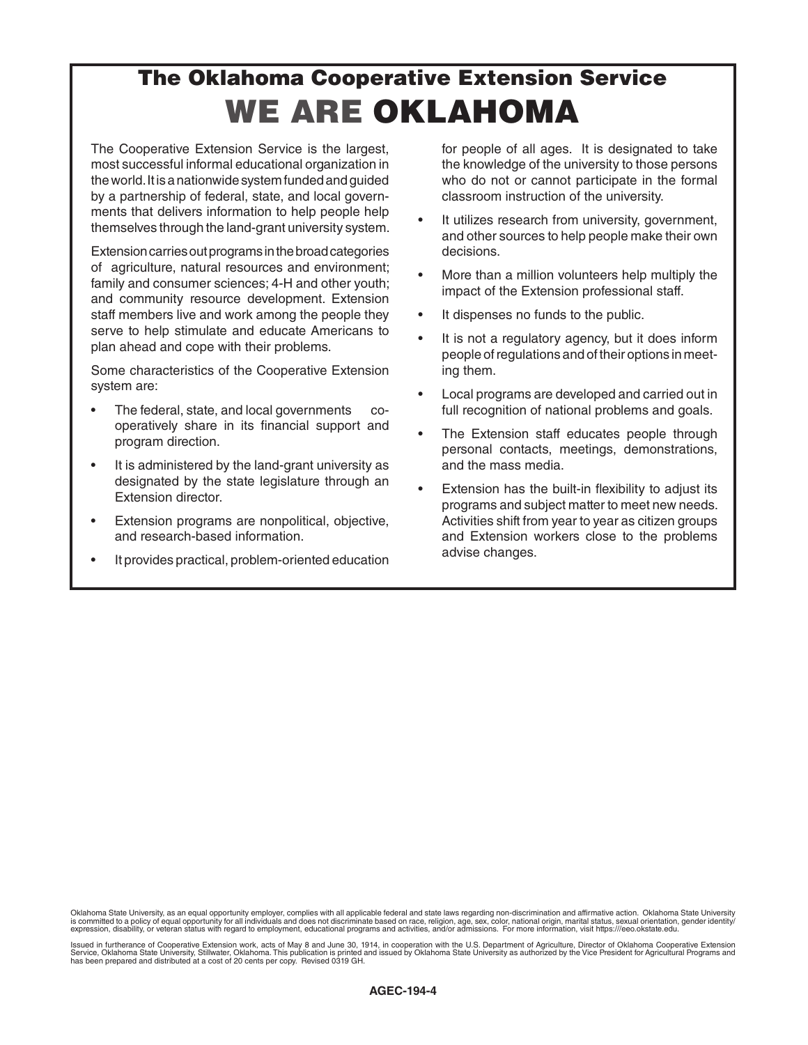## The Oklahoma Cooperative Extension Service

# WE ARE OKLAHOMA

The Cooperative Extension Service is the largest, most successful informal educational organization in the world. It is a nationwide system funded and guided by a partnership of federal, state, and local governments that delivers information to help people help themselves through the land-grant university system.

Extension carries out programs in the broad categories of agriculture, natural resources and environment; family and consumer sciences; 4-H and other youth; and community resource development. Extension staff members live and work among the people they serve to help stimulate and educate Americans to plan ahead and cope with their problems.

Some characteristics of the Cooperative Extension system are:

- The federal, state, and local governments cooperatively share in its financial support and program direction.
- It is administered by the land-grant university as designated by the state legislature through an Extension director.
- Extension programs are nonpolitical, objective, and research-based information.
- It provides practical, problem-oriented education for people of all ages. It is designated to take the knowledge of the university to those persons who do not or cannot participate in the formal classroom instruction of the university.
- It utilizes research from university, government, and other sources to help people make their own decisions.
- More than a million volunteers help multiply the impact of the Extension professional staff.
- It dispenses no funds to the public.
- It is not a regulatory agency, but it does inform people of regulations and of their options in meeting them.
- Local programs are developed and carried out in full recognition of national problems and goals.
- The Extension staff educates people through personal contacts, meetings, demonstrations, and the mass media.
- Extension has the built-in flexibility to adjust its programs and subject matter to meet new needs. Activities shift from year to year as citizen groups and Extension workers close to the problems advise changes.

Oklahoma State University, as an equal opportunity employer, complies with all applicable federal and state laws regarding non-discrimination and affirmative action. Oklahoma State University is committed to a policy of equal opportunity for all individuals and does not discriminate based on race, religion, age, sex, color, national origin, marital status, sexual orientation, gender identity/expression, disability, or veteran status with regard to employment, educational programs and activities, and/or admissions. For more information, visit https:///eeo.okstate.edu.

Issued in furtherance of Cooperative Extension work, acts of May 8 and June 30, 1914, in cooperation with the U.S. Department of Agriculture, Director of Oklahoma Cooperative Extension Service, Oklahoma State University, Stillwater, Oklahoma. This publication is printed and issued by Oklahoma State University as authorized by the Vice President for Agricultural Programs and has been prepared and distributed at a cost of 20 cents per copy. Revised 0319 GH.

**AGEC-194-4**